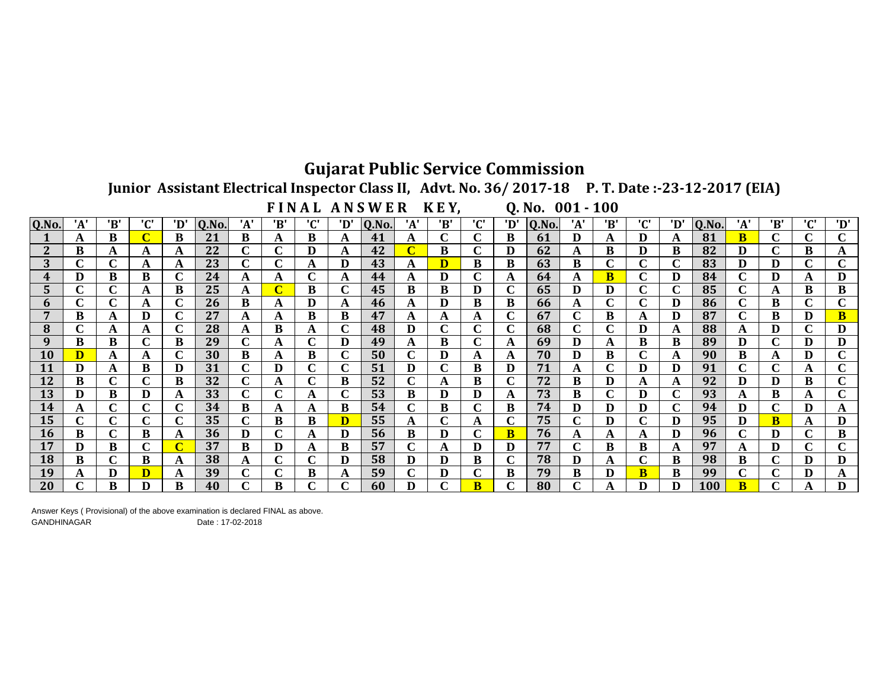# Gujarat Public Service Commission

## Junior Assistant Electrical Inspector Class II, Advt. No. 36/ 2017-18 P. T. Date :-23-12-2017 (EIA)

**FINAL ANSWER KEY, Q. No. 001 - 100**

| Q.No. | 'A' | 'B' | 'C' | 'D' | Q.No. | 'A' | 'B' | 'C' | 'D' | Q.No. | 'A' | 'B' | 'C' | 'D' | Q.No. | 'A' | 'B' | 'C' | 'D' | Q.No. | 'A' | 'B' | 'C' | 'D' |
|---|---|---|---|---|---|---|---|---|---|---|---|---|---|---|---|---|---|---|---|---|---|---|---|---|
| 1 | A | B | C | B | 21 | B | A | B | A | 41 | A | C | C | B | 61 | D | A | D | A | 81 | B | C | C | C |
| 2 | B | A | A | A | 22 | C | C | D | A | 42 | C | B | C | D | 62 | A | B | D | B | 82 | D | C | B | A |
| 3 | C | C | A | A | 23 | C | C | A | D | 43 | A | D | B | B | 63 | B | C | C | C | 83 | D | D | C | C |
| 4 | D | B | B | C | 24 | A | A | C | A | 44 | A | D | C | A | 64 | A | B | C | D | 84 | C | D | A | D |
| 5 | C | C | A | B | 25 | A | C | B | C | 45 | B | B | D | C | 65 | D | D | C | C | 85 | C | A | B | B |
| 6 | C | C | A | C | 26 | B | A | D | A | 46 | A | D | B | B | 66 | A | C | C | D | 86 | C | B | C | C |
| 7 | B | A | D | C | 27 | A | A | B | B | 47 | A | A | A | C | 67 | C | B | A | D | 87 | C | B | D | B |
| 8 | C | A | A | C | 28 | A | B | A | C | 48 | D | C | C | C | 68 | C | C | D | A | 88 | A | D | C | D |
| 9 | B | B | C | B | 29 | C | A | C | D | 49 | A | B | C | A | 69 | D | A | B | B | 89 | D | C | D | D |
| 10 | D | A | A | C | 30 | B | A | B | C | 50 | C | D | A | A | 70 | D | B | C | A | 90 | B | A | D | C |
| 11 | D | A | B | D | 31 | C | D | C | C | 51 | D | C | B | D | 71 | A | C | D | D | 91 | C | C | A | C |
| 12 | B | C | C | B | 32 | C | A | C | B | 52 | C | A | B | C | 72 | B | D | A | A | 92 | D | D | B | C |
| 13 | D | B | D | A | 33 | C | C | A | C | 53 | B | D | D | A | 73 | B | C | D | C | 93 | A | B | A | C |
| 14 | A | C | C | C | 34 | B | A | A | B | 54 | C | B | C | B | 74 | D | D | D | C | 94 | D | C | D | A |
| 15 | C | C | C | C | 35 | C | B | B | D | 55 | A | C | A | C | 75 | C | D | C | D | 95 | D | B | A | D |
| 16 | B | C | B | A | 36 | D | C | A | D | 56 | B | D | C | B | 76 | A | A | A | D | 96 | C | D | C | B |
| 17 | D | B | C | C | 37 | B | D | A | B | 57 | C | A | D | D | 77 | C | B | B | A | 97 | A | D | C | C |
| 18 | B | C | B | A | 38 | A | C | C | D | 58 | D | D | B | C | 78 | D | A | C | B | 98 | B | C | D | D |
| 19 | A | D | D | A | 39 | C | C | B | A | 59 | C | D | C | B | 79 | B | D | B | B | 99 | C | C | D | A |
| 20 | C | B | D | B | 40 | C | B | C | C | 60 | D | C | B | C | 80 | C | A | D | D | 100 | B | C | A | D |

Answer Keys ( Provisional) of the above examination is declared FINAL as above.

GANDHINAGAR Date : 17-02-2018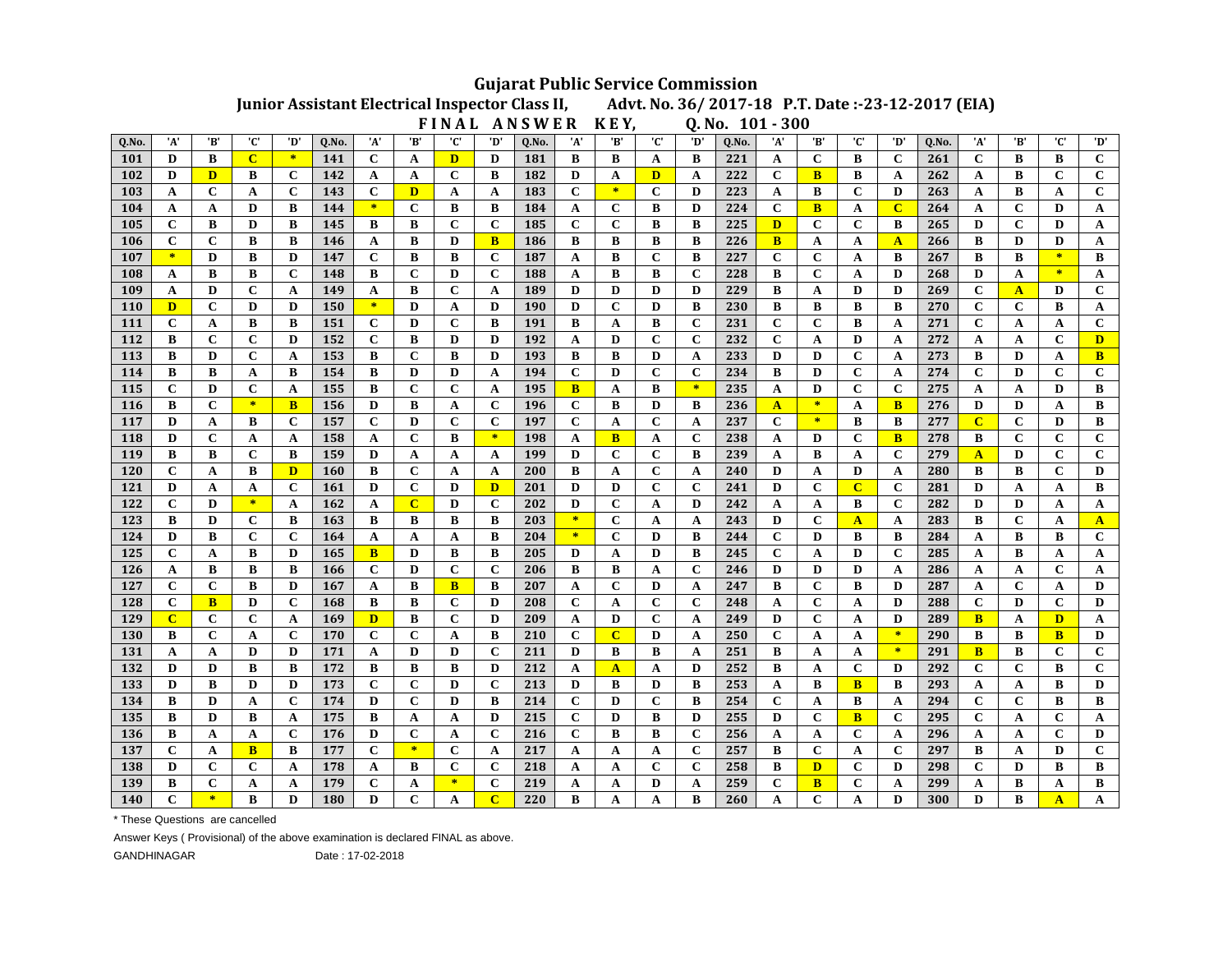# Gujarat Public Service Commission

**Junior Assistant Electrical Inspector Class II, Advt. No. 36/ 2017-18 P.T. Date :-23-12-2017 (EIA)**

**FINAL ANSWER KEY, Q. No. 101 - 300**

| Q.No. | 'A' | 'B' | 'C' | 'D' | Q.No. | 'A' | 'B' | 'C' | 'D' | Q.No. | 'A' | 'B' | 'C' | 'D' | Q.No. | 'A' | 'B' | 'C' | 'D' | Q.No. | 'A' | 'B' | 'C' | 'D' |
|---|---|---|---|---|---|---|---|---|---|---|---|---|---|---|---|---|---|---|---|---|---|---|---|---|
| 101 | D | B | C | * | 141 | C | A | D | D | 181 | B | B | A | B | 221 | A | C | B | C | 261 | C | B | B | C |
| 102 | D | D | B | C | 142 | A | A | C | B | 182 | D | A | D | A | 222 | C | B | B | A | 262 | A | B | C | C |
| 103 | A | C | A | C | 143 | C | D | A | A | 183 | C | * | C | D | 223 | A | B | C | D | 263 | A | B | A | C |
| 104 | A | A | D | B | 144 | * | C | B | B | 184 | A | C | B | D | 224 | C | B | A | C | 264 | A | C | D | A |
| 105 | C | B | D | B | 145 | B | B | C | C | 185 | C | C | B | B | 225 | D | C | C | B | 265 | D | C | D | A |
| 106 | C | C | B | B | 146 | A | B | D | B | 186 | B | B | B | B | 226 | B | A | A | A | 266 | B | D | D | A |
| 107 | * | D | B | D | 147 | C | B | B | C | 187 | A | B | C | B | 227 | C | C | A | B | 267 | B | B | * | B |
| 108 | A | B | B | C | 148 | B | C | D | C | 188 | A | B | B | C | 228 | B | C | A | D | 268 | D | A | * | A |
| 109 | A | D | C | A | 149 | A | B | C | A | 189 | D | D | D | D | 229 | B | A | D | D | 269 | C | A | D | C |
| 110 | D | C | D | D | 150 | * | D | A | D | 190 | D | C | D | B | 230 | B | B | B | B | 270 | C | C | B | A |
| 111 | C | A | B | B | 151 | C | D | C | B | 191 | B | A | B | C | 231 | C | C | B | A | 271 | C | A | A | C |
| 112 | B | C | C | D | 152 | C | B | D | D | 192 | A | D | C | C | 232 | C | A | D | A | 272 | A | A | C | D |
| 113 | B | D | C | A | 153 | B | C | B | D | 193 | B | B | D | A | 233 | D | D | C | A | 273 | B | D | A | B |
| 114 | B | B | A | B | 154 | B | D | D | A | 194 | C | D | C | C | 234 | B | D | C | A | 274 | C | D | C | C |
| 115 | C | D | C | A | 155 | B | C | C | A | 195 | B | A | B | * | 235 | A | D | C | C | 275 | A | A | D | B |
| 116 | B | C | * | B | 156 | D | B | A | C | 196 | C | B | D | B | 236 | A | * | A | B | 276 | D | D | A | B |
| 117 | D | A | B | C | 157 | C | D | C | C | 197 | C | A | C | A | 237 | C | * | B | B | 277 | C | C | D | B |
| 118 | D | C | A | A | 158 | A | C | B | * | 198 | A | B | A | C | 238 | A | D | C | B | 278 | B | C | C | C |
| 119 | B | B | C | B | 159 | D | A | A | A | 199 | D | C | C | B | 239 | A | B | A | C | 279 | A | D | C | C |
| 120 | C | A | B | D | 160 | B | C | A | A | 200 | B | A | C | A | 240 | D | A | D | A | 280 | B | B | C | D |
| 121 | D | A | A | C | 161 | D | C | D | D | 201 | D | D | C | C | 241 | D | C | C | C | 281 | D | A | A | B |
| 122 | C | D | * | A | 162 | A | C | D | C | 202 | D | C | A | D | 242 | A | A | B | C | 282 | D | D | A | A |
| 123 | B | D | C | B | 163 | B | B | B | B | 203 | * | C | A | A | 243 | D | C | A | A | 283 | B | C | A | A |
| 124 | D | B | C | C | 164 | A | A | A | B | 204 | * | C | D | B | 244 | C | D | B | B | 284 | A | B | B | C |
| 125 | C | A | B | D | 165 | B | D | B | B | 205 | D | A | D | B | 245 | C | A | D | C | 285 | A | B | A | A |
| 126 | A | B | B | B | 166 | C | D | C | C | 206 | B | B | A | C | 246 | D | D | D | A | 286 | A | A | C | A |
| 127 | C | C | B | D | 167 | A | B | B | B | 207 | A | C | D | A | 247 | B | C | B | D | 287 | A | C | A | D |
| 128 | C | B | D | C | 168 | B | B | C | D | 208 | C | A | C | C | 248 | A | C | A | D | 288 | C | D | C | D |
| 129 | C | C | C | A | 169 | D | B | C | D | 209 | A | D | C | A | 249 | D | C | A | D | 289 | B | A | D | A |
| 130 | B | C | A | C | 170 | C | C | A | B | 210 | C | C | D | A | 250 | C | A | A | * | 290 | B | B | B | D |
| 131 | A | A | D | D | 171 | A | D | D | C | 211 | D | B | B | A | 251 | B | A | A | * | 291 | B | B | C | C |
| 132 | D | D | B | B | 172 | B | B | B | D | 212 | A | A | A | D | 252 | B | A | C | D | 292 | C | C | B | C |
| 133 | D | B | D | D | 173 | C | C | D | C | 213 | D | B | D | B | 253 | A | B | B | B | 293 | A | A | B | D |
| 134 | B | D | A | C | 174 | D | C | D | B | 214 | C | D | C | B | 254 | C | A | B | A | 294 | C | C | B | B |
| 135 | B | D | B | A | 175 | B | A | A | D | 215 | C | D | B | D | 255 | D | C | B | C | 295 | C | A | C | A |
| 136 | B | A | A | C | 176 | D | C | A | C | 216 | C | B | B | C | 256 | A | A | C | A | 296 | A | A | C | D |
| 137 | C | A | B | B | 177 | C | * | C | A | 217 | A | A | A | C | 257 | B | C | A | C | 297 | B | A | D | C |
| 138 | D | C | C | A | 178 | A | B | C | C | 218 | A | A | C | C | 258 | B | D | C | D | 298 | C | D | B | B |
| 139 | B | C | A | A | 179 | C | A | * | C | 219 | A | A | D | A | 259 | C | B | C | A | 299 | A | B | A | B |
| 140 | C | * | B | D | 180 | D | C | A | C | 220 | B | A | A | B | 260 | A | C | A | D | 300 | D | B | A | A |

\* These Questions are cancelled

Answer Keys ( Provisional) of the above examination is declared FINAL as above.

GANDHINAGAR Date : 17-02-2018